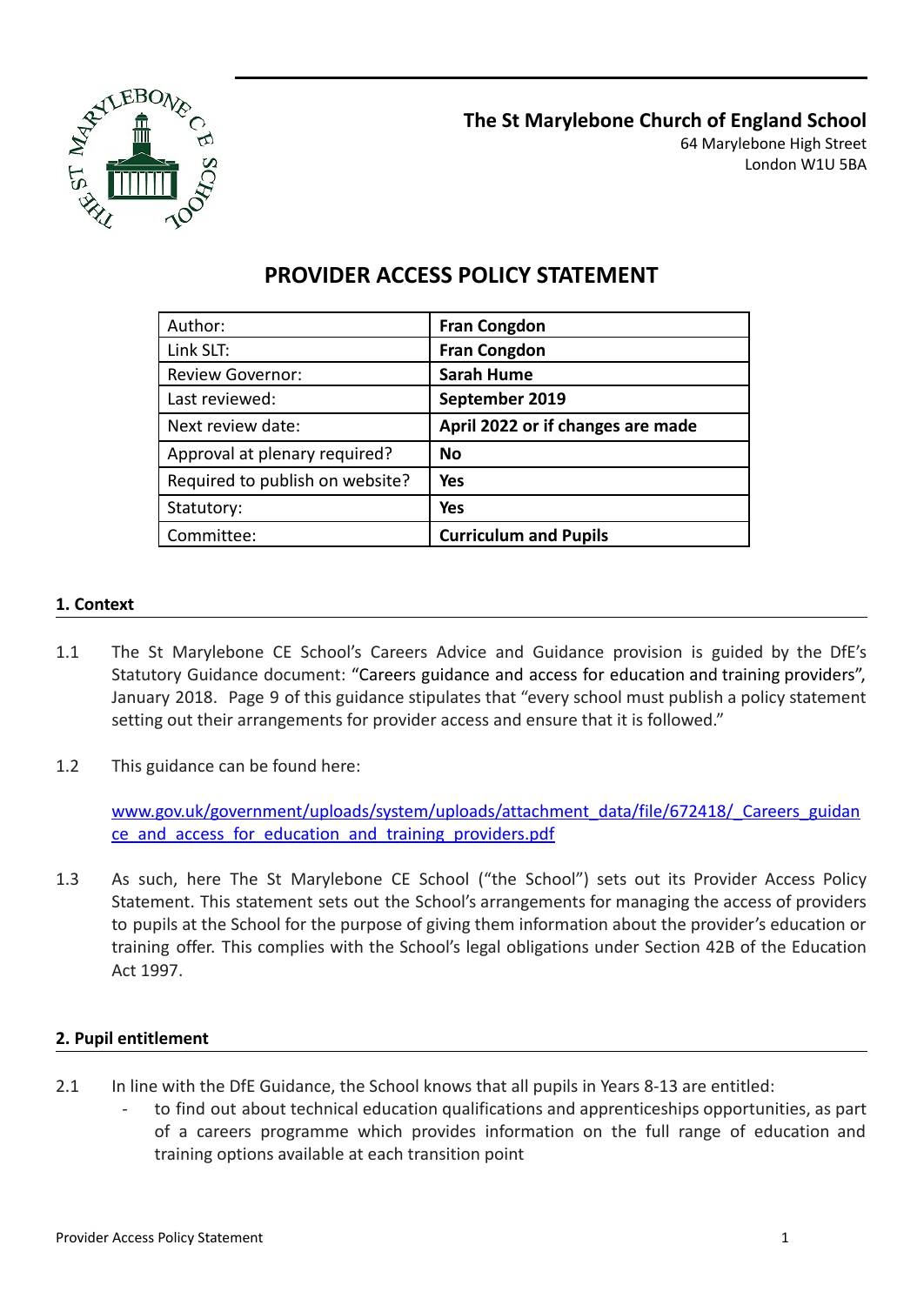**The St Marylebone Church of England School**
64 Marylebone High Street
London W1U 5BA

# PROVIDER ACCESS POLICY STATEMENT

| Author: | **Fran Congdon** |
|---|---|
| Link SLT: | **Fran Congdon** |
| Review Governor: | **Sarah Hume** |
| Last reviewed: | **September 2019** |
| Next review date: | **April 2022 or if changes are made** |
| Approval at plenary required? | **No** |
| Required to publish on website? | **Yes** |
| Statutory: | **Yes** |
| Committee: | **Curriculum and Pupils** |

## 1. Context

1.1 The St Marylebone CE School's Careers Advice and Guidance provision is guided by the DfE's Statutory Guidance document: "Careers guidance and access for education and training providers", January 2018. Page 9 of this guidance stipulates that "every school must publish a policy statement setting out their arrangements for provider access and ensure that it is followed."

1.2 This guidance can be found here:

[www.gov.uk/government/uploads/system/uploads/attachment_data/file/672418/_Careers_guidance_and_access_for_education_and_training_providers.pdf](www.gov.uk/government/uploads/system/uploads/attachment_data/file/672418/_Careers_guidance_and_access_for_education_and_training_providers.pdf)

1.3 As such, here The St Marylebone CE School ("the School") sets out its Provider Access Policy Statement. This statement sets out the School's arrangements for managing the access of providers to pupils at the School for the purpose of giving them information about the provider's education or training offer. This complies with the School's legal obligations under Section 42B of the Education Act 1997.

## 2. Pupil entitlement

2.1 In line with the DfE Guidance, the School knows that all pupils in Years 8-13 are entitled:

- to find out about technical education qualifications and apprenticeships opportunities, as part of a careers programme which provides information on the full range of education and training options available at each transition point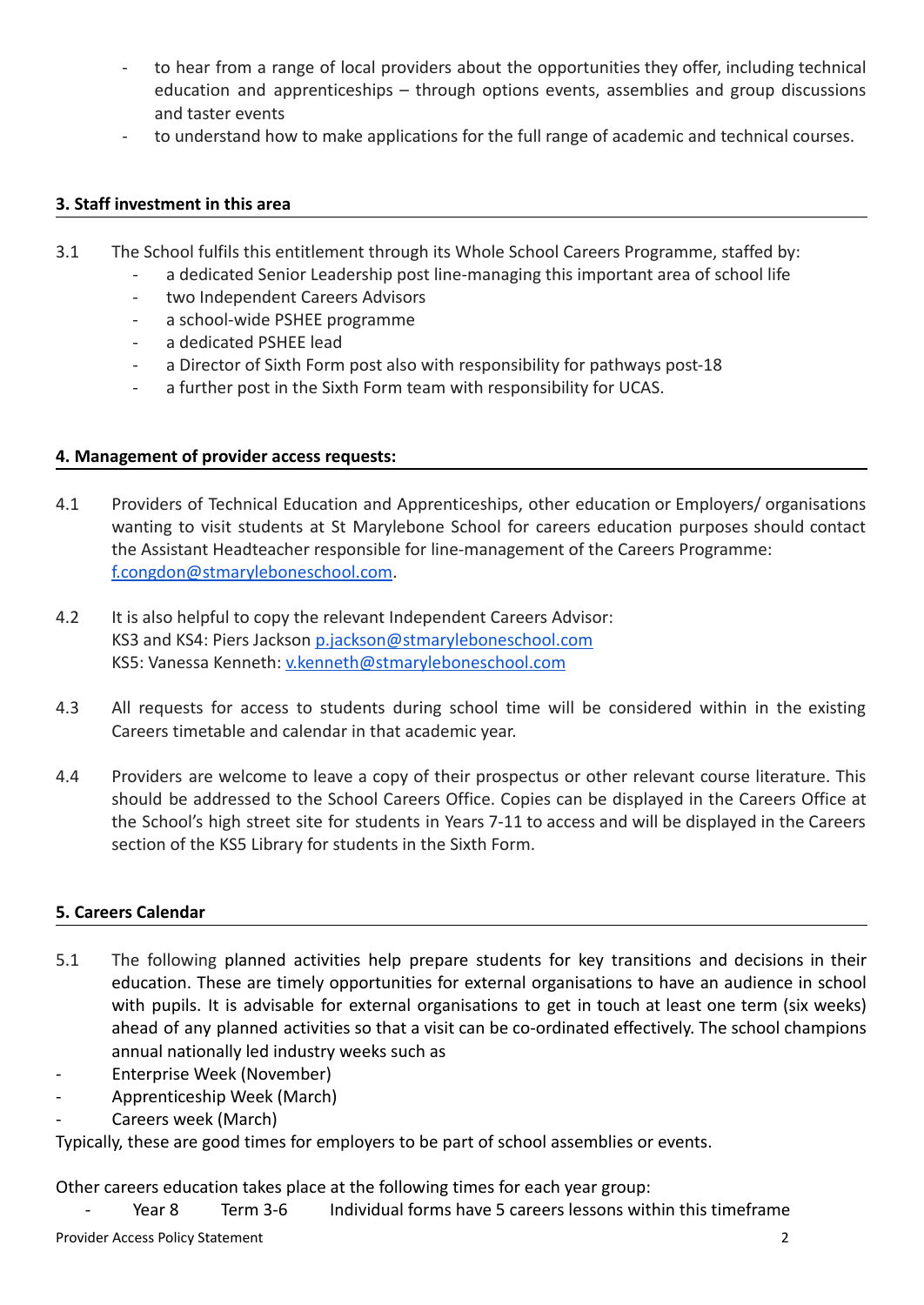- to hear from a range of local providers about the opportunities they offer, including technical education and apprenticeships – through options events, assemblies and group discussions and taster events
- to understand how to make applications for the full range of academic and technical courses.

**3. Staff investment in this area**

3.1 The School fulfils this entitlement through its Whole School Careers Programme, staffed by:
- a dedicated Senior Leadership post line-managing this important area of school life
- two Independent Careers Advisors
- a school-wide PSHEE programme
- a dedicated PSHEE lead
- a Director of Sixth Form post also with responsibility for pathways post-18
- a further post in the Sixth Form team with responsibility for UCAS.

**4. Management of provider access requests:**

4.1 Providers of Technical Education and Apprenticeships, other education or Employers/ organisations wanting to visit students at St Marylebone School for careers education purposes should contact the Assistant Headteacher responsible for line-management of the Careers Programme: f.congdon@stmaryleboneschool.com.

4.2 It is also helpful to copy the relevant Independent Careers Advisor:
KS3 and KS4: Piers Jackson p.jackson@stmaryleboneschool.com
KS5: Vanessa Kenneth: v.kenneth@stmaryleboneschool.com

4.3 All requests for access to students during school time will be considered within in the existing Careers timetable and calendar in that academic year.

4.4 Providers are welcome to leave a copy of their prospectus or other relevant course literature. This should be addressed to the School Careers Office. Copies can be displayed in the Careers Office at the School's high street site for students in Years 7-11 to access and will be displayed in the Careers section of the KS5 Library for students in the Sixth Form.

**5. Careers Calendar**

5.1 The following planned activities help prepare students for key transitions and decisions in their education. These are timely opportunities for external organisations to have an audience in school with pupils. It is advisable for external organisations to get in touch at least one term (six weeks) ahead of any planned activities so that a visit can be co-ordinated effectively. The school champions annual nationally led industry weeks such as
- Enterprise Week (November)
- Apprenticeship Week (March)
- Careers week (March)

Typically, these are good times for employers to be part of school assemblies or events.

Other careers education takes place at the following times for each year group:
- Year 8 Term 3-6 Individual forms have 5 careers lessons within this timeframe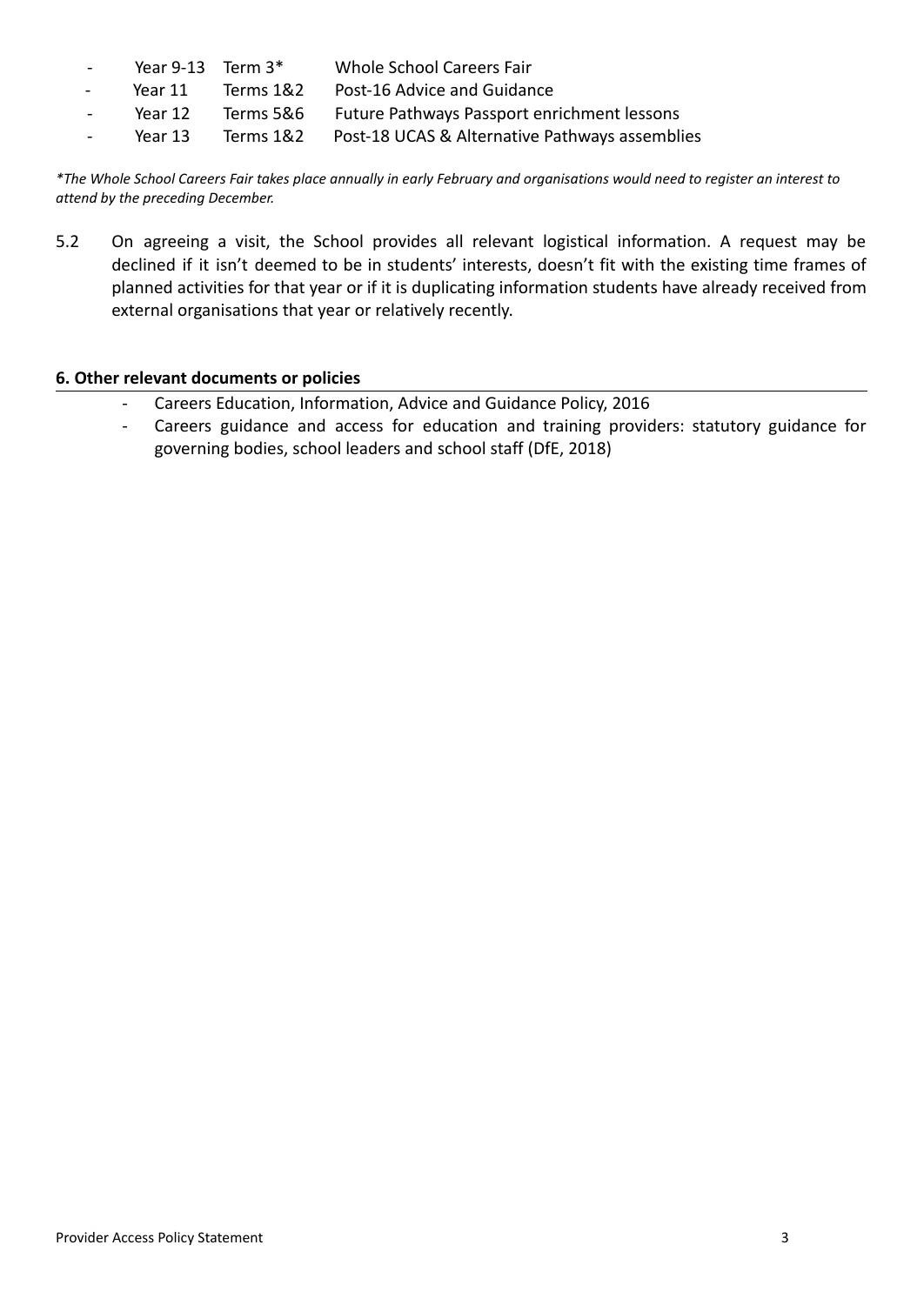- Year 9-13 Term 3* Whole School Careers Fair
- Year 11 Terms 1&2 Post-16 Advice and Guidance
- Year 12 Terms 5&6 Future Pathways Passport enrichment lessons
- Year 13 Terms 1&2 Post-18 UCAS & Alternative Pathways assemblies

*\*The Whole School Careers Fair takes place annually in early February and organisations would need to register an interest to attend by the preceding December.*

5.2 On agreeing a visit, the School provides all relevant logistical information. A request may be declined if it isn't deemed to be in students' interests, doesn't fit with the existing time frames of planned activities for that year or if it is duplicating information students have already received from external organisations that year or relatively recently.

**6. Other relevant documents or policies**

- Careers Education, Information, Advice and Guidance Policy, 2016
- Careers guidance and access for education and training providers: statutory guidance for governing bodies, school leaders and school staff (DfE, 2018)